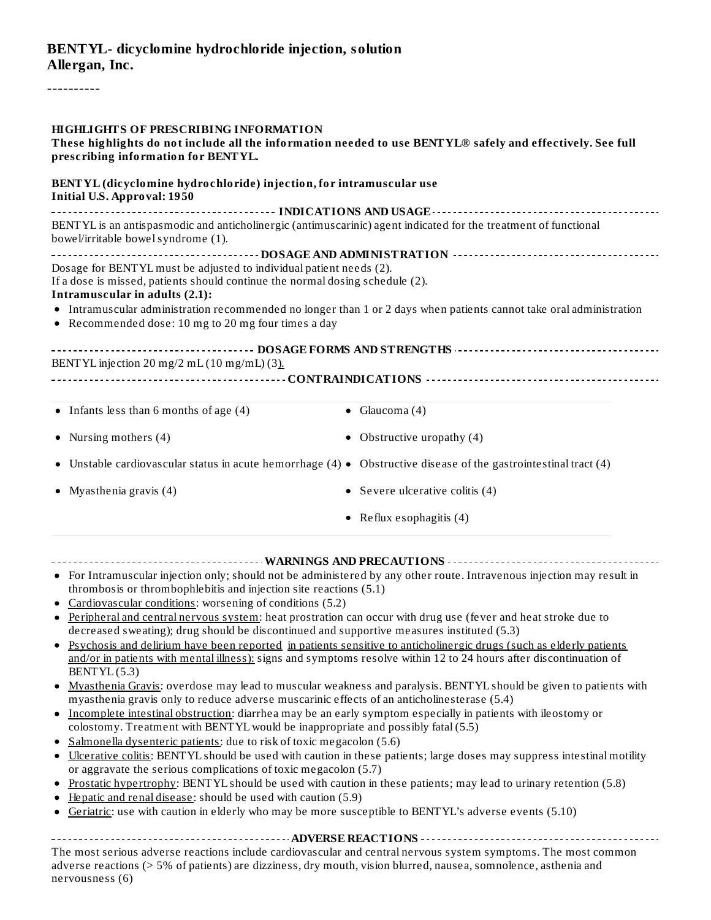**BENTYL- dicyclomine hydrochloride injection, solution**
**Allergan, Inc.**

----------

**HIGHLIGHTS OF PRESCRIBING INFORMATION**
**These highlights do not include all the information needed to use BENTYL® safely and effectively. See full prescribing information for BENTYL.**

**BENTYL (dicyclomine hydrochloride) injection, for intramuscular use**
**Initial U.S. Approval: 1950**

**INDICATIONS AND USAGE**

BENTYL is an antispasmodic and anticholinergic (antimuscarinic) agent indicated for the treatment of functional bowel/irritable bowel syndrome (1).

**DOSAGE AND ADMINISTRATION**

Dosage for BENTYL must be adjusted to individual patient needs (2).
If a dose is missed, patients should continue the normal dosing schedule (2).

**Intramuscular in adults (2.1):**

- Intramuscular administration recommended no longer than 1 or 2 days when patients cannot take oral administration
- Recommended dose: 10 mg to 20 mg four times a day

**DOSAGE FORMS AND STRENGTHS**

BENTYL injection 20 mg/2 mL (10 mg/mL) (3).

**CONTRAINDICATIONS**

- Infants less than 6 months of age (4)
- Nursing mothers (4)
- Unstable cardiovascular status in acute hemorrhage (4)
- Myasthenia gravis (4)
- Glaucoma (4)
- Obstructive uropathy (4)
- Obstructive disease of the gastrointestinal tract (4)
- Severe ulcerative colitis (4)
- Reflux esophagitis (4)

**WARNINGS AND PRECAUTIONS**

- For Intramuscular injection only; should not be administered by any other route. Intravenous injection may result in thrombosis or thrombophlebitis and injection site reactions (5.1)
- Cardiovascular conditions: worsening of conditions (5.2)
- Peripheral and central nervous system: heat prostration can occur with drug use (fever and heat stroke due to decreased sweating); drug should be discontinued and supportive measures instituted (5.3)
- Psychosis and delirium have been reported in patients sensitive to anticholinergic drugs (such as elderly patients and/or in patients with mental illness): signs and symptoms resolve within 12 to 24 hours after discontinuation of BENTYL (5.3)
- Myasthenia Gravis: overdose may lead to muscular weakness and paralysis. BENTYL should be given to patients with myasthenia gravis only to reduce adverse muscarinic effects of an anticholinesterase (5.4)
- Incomplete intestinal obstruction: diarrhea may be an early symptom especially in patients with ileostomy or colostomy. Treatment with BENTYL would be inappropriate and possibly fatal (5.5)
- Salmonella dysenteric patients: due to risk of toxic megacolon (5.6)
- Ulcerative colitis: BENTYL should be used with caution in these patients; large doses may suppress intestinal motility or aggravate the serious complications of toxic megacolon (5.7)
- Prostatic hypertrophy: BENTYL should be used with caution in these patients; may lead to urinary retention (5.8)
- Hepatic and renal disease: should be used with caution (5.9)
- Geriatric: use with caution in elderly who may be more susceptible to BENTYL's adverse events (5.10)

**ADVERSE REACTIONS**

The most serious adverse reactions include cardiovascular and central nervous system symptoms. The most common adverse reactions (> 5% of patients) are dizziness, dry mouth, vision blurred, nausea, somnolence, asthenia and nervousness (6)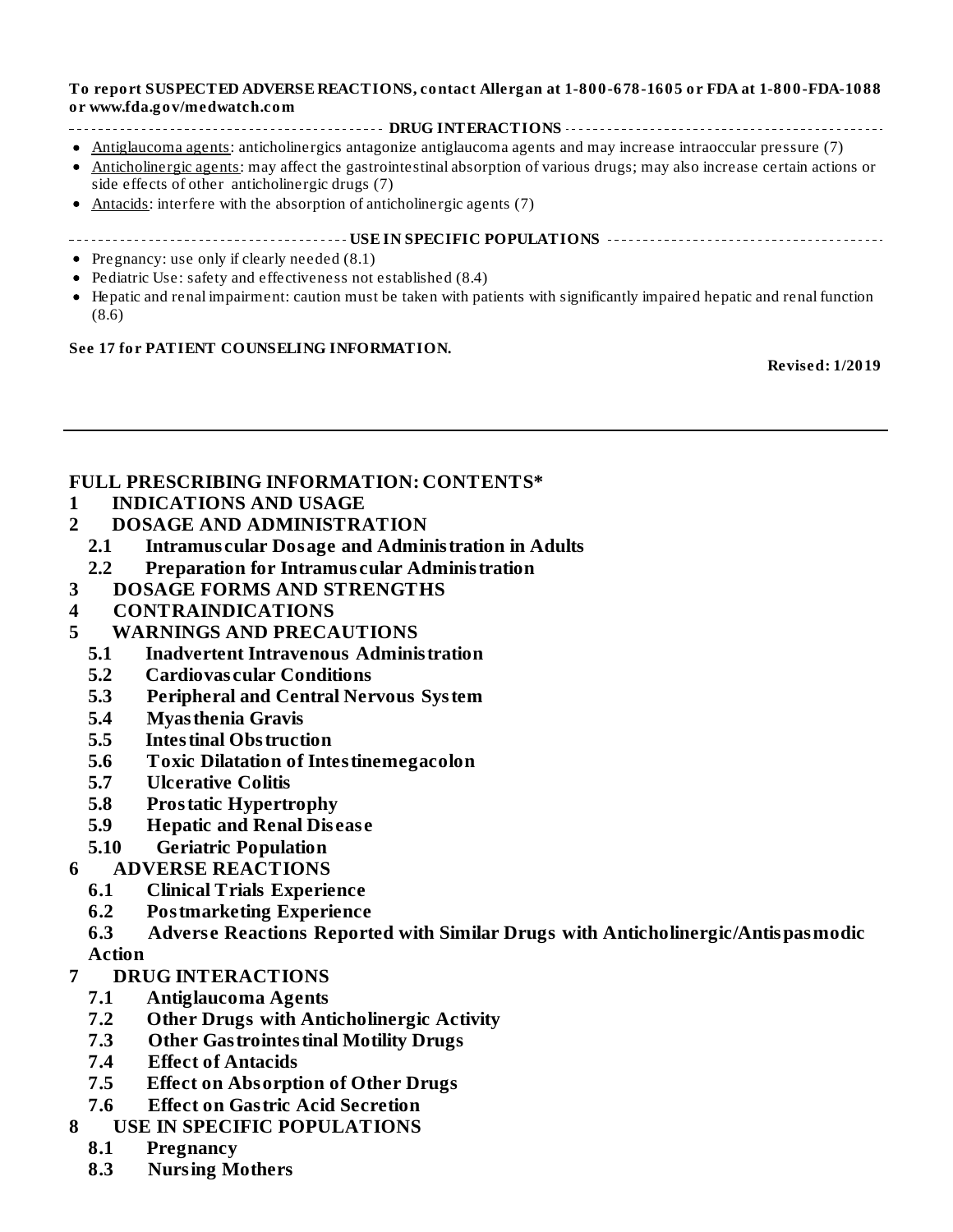**To report SUSPECTED ADVERSE REACTIONS, contact Allergan at 1-800-678-1605 or FDA at 1-800-FDA-1088 or www.fda.gov/medwatch.com**

**DRUG INTERACTIONS**

- Antiglaucoma agents: anticholinergics antagonize antiglaucoma agents and may increase intraoccular pressure (7)
- Anticholinergic agents: may affect the gastrointestinal absorption of various drugs; may also increase certain actions or side effects of other anticholinergic drugs (7)
- Antacids: interfere with the absorption of anticholinergic agents (7)

**USE IN SPECIFIC POPULATIONS**

- Pregnancy: use only if clearly needed (8.1)
- Pediatric Use: safety and effectiveness not established (8.4)
- Hepatic and renal impairment: caution must be taken with patients with significantly impaired hepatic and renal function (8.6)

**See 17 for PATIENT COUNSELING INFORMATION.**

**Revised: 1/2019**

---

## FULL PRESCRIBING INFORMATION: CONTENTS*

**1 INDICATIONS AND USAGE**

**2 DOSAGE AND ADMINISTRATION**

- **2.1 Intramuscular Dosage and Administration in Adults**
- **2.2 Preparation for Intramuscular Administration**

**3 DOSAGE FORMS AND STRENGTHS**

**4 CONTRAINDICATIONS**

**5 WARNINGS AND PRECAUTIONS**

- **5.1 Inadvertent Intravenous Administration**
- **5.2 Cardiovascular Conditions**
- **5.3 Peripheral and Central Nervous System**
- **5.4 Myasthenia Gravis**
- **5.5 Intestinal Obstruction**
- **5.6 Toxic Dilatation of Intestinemegacolon**
- **5.7 Ulcerative Colitis**
- **5.8 Prostatic Hypertrophy**
- **5.9 Hepatic and Renal Disease**
- **5.10 Geriatric Population**

**6 ADVERSE REACTIONS**

- **6.1 Clinical Trials Experience**
- **6.2 Postmarketing Experience**
- **6.3 Adverse Reactions Reported with Similar Drugs with Anticholinergic/Antispasmodic Action**

**7 DRUG INTERACTIONS**

- **7.1 Antiglaucoma Agents**
- **7.2 Other Drugs with Anticholinergic Activity**
- **7.3 Other Gastrointestinal Motility Drugs**
- **7.4 Effect of Antacids**
- **7.5 Effect on Absorption of Other Drugs**
- **7.6 Effect on Gastric Acid Secretion**

**8 USE IN SPECIFIC POPULATIONS**

- **8.1 Pregnancy**
- **8.3 Nursing Mothers**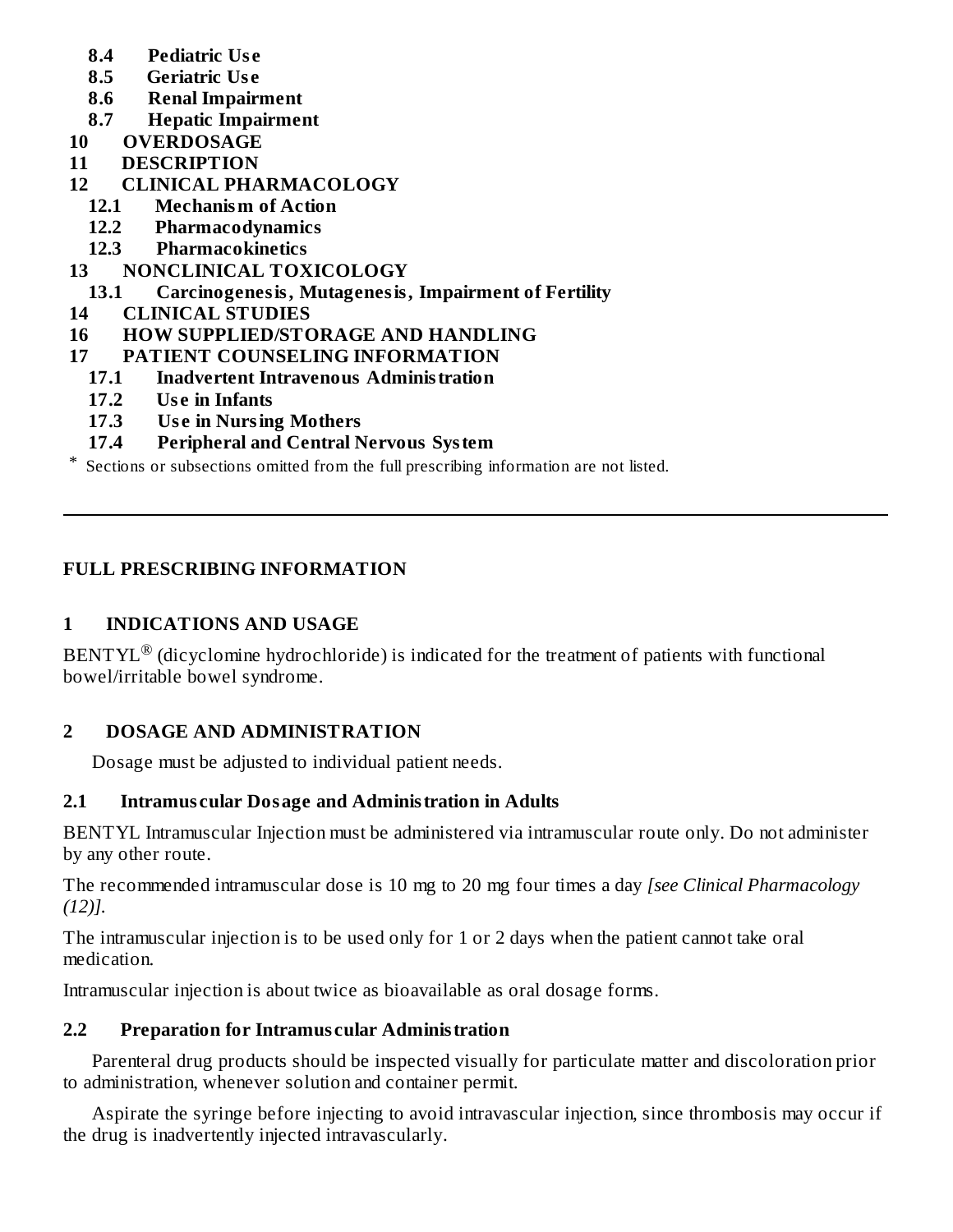**8.4 Pediatric Use**

**8.5 Geriatric Use**

**8.6 Renal Impairment**

**8.7 Hepatic Impairment**

**10 OVERDOSAGE**

**11 DESCRIPTION**

**12 CLINICAL PHARMACOLOGY**

**12.1 Mechanism of Action**

**12.2 Pharmacodynamics**

**12.3 Pharmacokinetics**

**13 NONCLINICAL TOXICOLOGY**

**13.1 Carcinogenesis, Mutagenesis, Impairment of Fertility**

**14 CLINICAL STUDIES**

**16 HOW SUPPLIED/STORAGE AND HANDLING**

**17 PATIENT COUNSELING INFORMATION**

**17.1 Inadvertent Intravenous Administration**

**17.2 Use in Infants**

**17.3 Use in Nursing Mothers**

**17.4 Peripheral and Central Nervous System**

* Sections or subsections omitted from the full prescribing information are not listed.

---

## FULL PRESCRIBING INFORMATION

## 1 INDICATIONS AND USAGE

BENTYL® (dicyclomine hydrochloride) is indicated for the treatment of patients with functional bowel/irritable bowel syndrome.

## 2 DOSAGE AND ADMINISTRATION

Dosage must be adjusted to individual patient needs.

### 2.1 Intramuscular Dosage and Administration in Adults

BENTYL Intramuscular Injection must be administered via intramuscular route only. Do not administer by any other route.

The recommended intramuscular dose is 10 mg to 20 mg four times a day *[see Clinical Pharmacology (12)]*.

The intramuscular injection is to be used only for 1 or 2 days when the patient cannot take oral medication.

Intramuscular injection is about twice as bioavailable as oral dosage forms.

### 2.2 Preparation for Intramuscular Administration

Parenteral drug products should be inspected visually for particulate matter and discoloration prior to administration, whenever solution and container permit.

Aspirate the syringe before injecting to avoid intravascular injection, since thrombosis may occur if the drug is inadvertently injected intravascularly.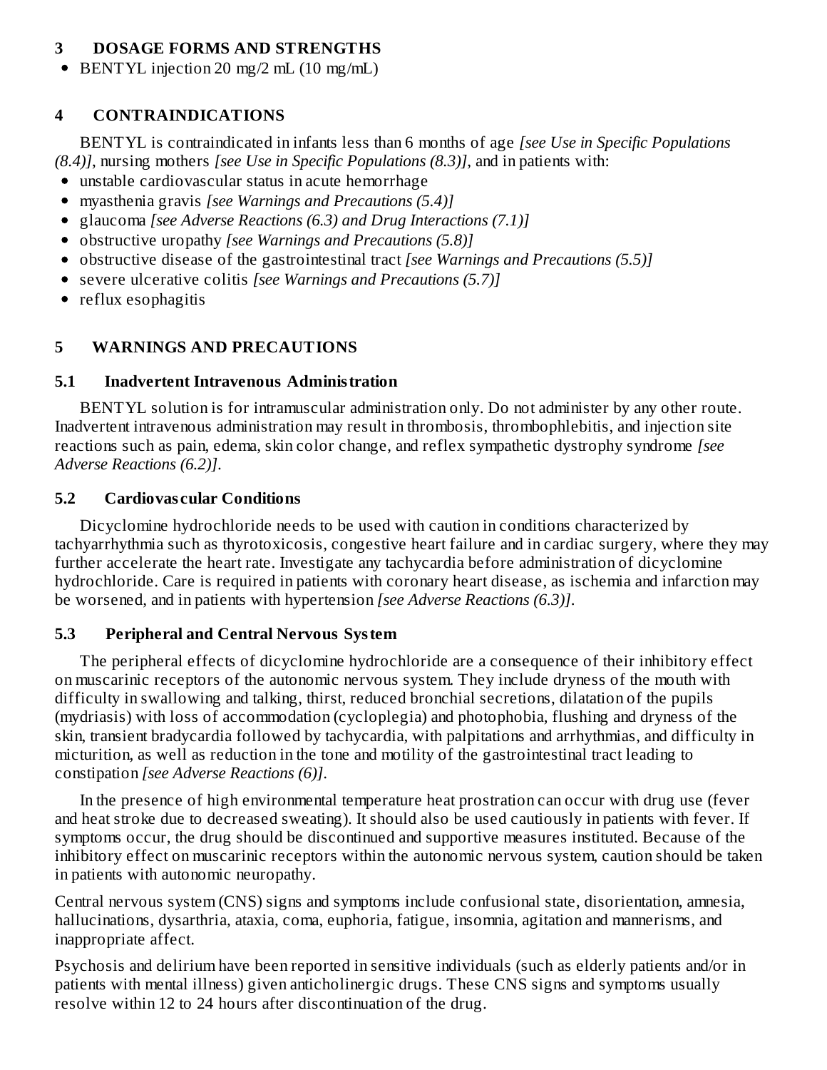## 3 DOSAGE FORMS AND STRENGTHS

- BENTYL injection 20 mg/2 mL (10 mg/mL)

## 4 CONTRAINDICATIONS

BENTYL is contraindicated in infants less than 6 months of age *[see Use in Specific Populations (8.4)]*, nursing mothers *[see Use in Specific Populations (8.3)]*, and in patients with:

- unstable cardiovascular status in acute hemorrhage
- myasthenia gravis *[see Warnings and Precautions (5.4)]*
- glaucoma *[see Adverse Reactions (6.3) and Drug Interactions (7.1)]*
- obstructive uropathy *[see Warnings and Precautions (5.8)]*
- obstructive disease of the gastrointestinal tract *[see Warnings and Precautions (5.5)]*
- severe ulcerative colitis *[see Warnings and Precautions (5.7)]*
- reflux esophagitis

## 5 WARNINGS AND PRECAUTIONS

### 5.1 Inadvertent Intravenous Administration

BENTYL solution is for intramuscular administration only. Do not administer by any other route. Inadvertent intravenous administration may result in thrombosis, thrombophlebitis, and injection site reactions such as pain, edema, skin color change, and reflex sympathetic dystrophy syndrome *[see Adverse Reactions (6.2)]*.

### 5.2 Cardiovascular Conditions

Dicyclomine hydrochloride needs to be used with caution in conditions characterized by tachyarrhythmia such as thyrotoxicosis, congestive heart failure and in cardiac surgery, where they may further accelerate the heart rate. Investigate any tachycardia before administration of dicyclomine hydrochloride. Care is required in patients with coronary heart disease, as ischemia and infarction may be worsened, and in patients with hypertension *[see Adverse Reactions (6.3)]*.

### 5.3 Peripheral and Central Nervous System

The peripheral effects of dicyclomine hydrochloride are a consequence of their inhibitory effect on muscarinic receptors of the autonomic nervous system. They include dryness of the mouth with difficulty in swallowing and talking, thirst, reduced bronchial secretions, dilatation of the pupils (mydriasis) with loss of accommodation (cycloplegia) and photophobia, flushing and dryness of the skin, transient bradycardia followed by tachycardia, with palpitations and arrhythmias, and difficulty in micturition, as well as reduction in the tone and motility of the gastrointestinal tract leading to constipation *[see Adverse Reactions (6)]*.

In the presence of high environmental temperature heat prostration can occur with drug use (fever and heat stroke due to decreased sweating). It should also be used cautiously in patients with fever. If symptoms occur, the drug should be discontinued and supportive measures instituted. Because of the inhibitory effect on muscarinic receptors within the autonomic nervous system, caution should be taken in patients with autonomic neuropathy.

Central nervous system (CNS) signs and symptoms include confusional state, disorientation, amnesia, hallucinations, dysarthria, ataxia, coma, euphoria, fatigue, insomnia, agitation and mannerisms, and inappropriate affect.

Psychosis and delirium have been reported in sensitive individuals (such as elderly patients and/or in patients with mental illness) given anticholinergic drugs. These CNS signs and symptoms usually resolve within 12 to 24 hours after discontinuation of the drug.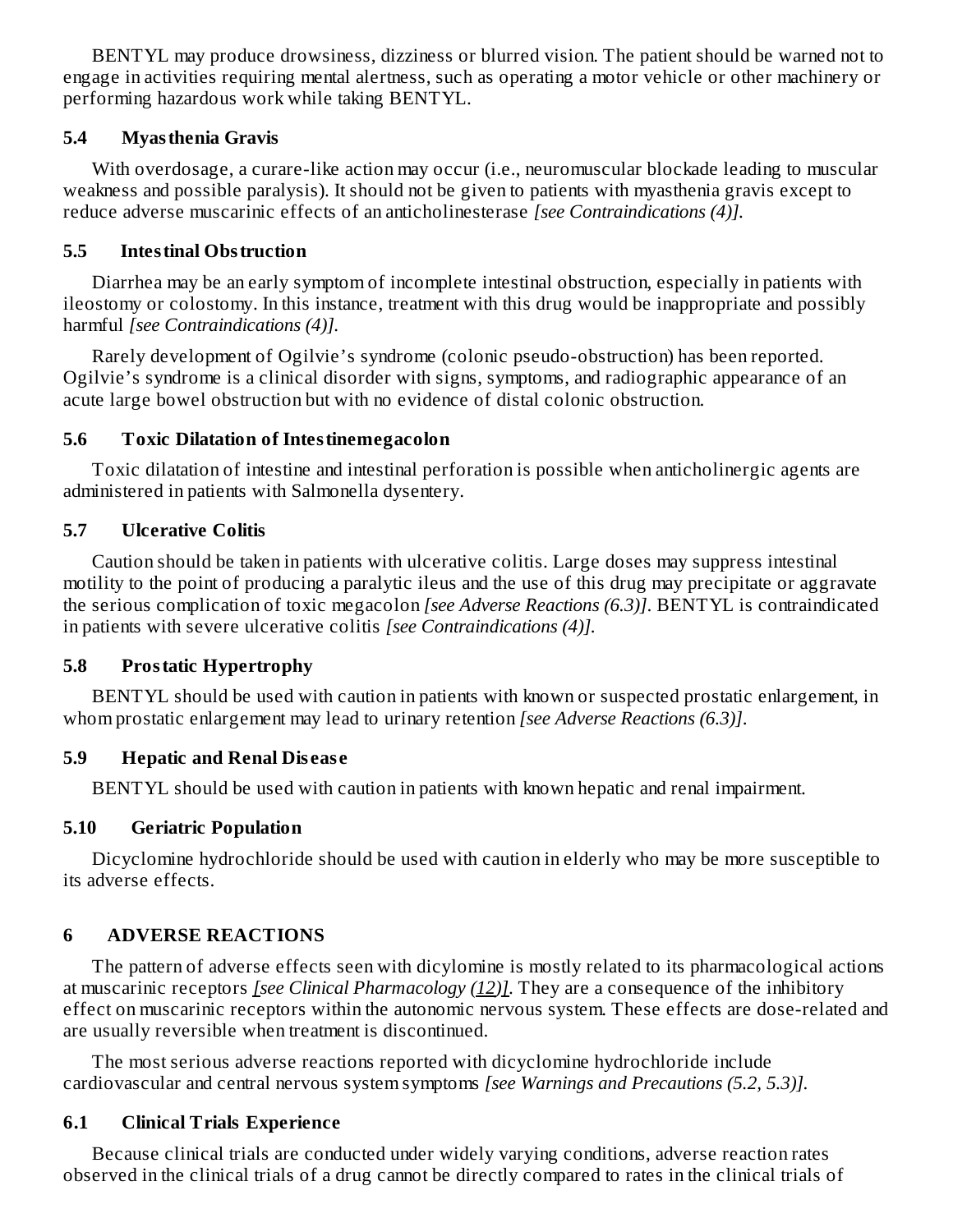BENTYL may produce drowsiness, dizziness or blurred vision. The patient should be warned not to engage in activities requiring mental alertness, such as operating a motor vehicle or other machinery or performing hazardous work while taking BENTYL.

### 5.4 Myasthenia Gravis

With overdosage, a curare-like action may occur (i.e., neuromuscular blockade leading to muscular weakness and possible paralysis). It should not be given to patients with myasthenia gravis except to reduce adverse muscarinic effects of an anticholinesterase *[see Contraindications (4)]*.

### 5.5 Intestinal Obstruction

Diarrhea may be an early symptom of incomplete intestinal obstruction, especially in patients with ileostomy or colostomy. In this instance, treatment with this drug would be inappropriate and possibly harmful *[see Contraindications (4)]*.

Rarely development of Ogilvie's syndrome (colonic pseudo-obstruction) has been reported. Ogilvie's syndrome is a clinical disorder with signs, symptoms, and radiographic appearance of an acute large bowel obstruction but with no evidence of distal colonic obstruction.

### 5.6 Toxic Dilatation of Intestinemegacolon

Toxic dilatation of intestine and intestinal perforation is possible when anticholinergic agents are administered in patients with Salmonella dysentery.

### 5.7 Ulcerative Colitis

Caution should be taken in patients with ulcerative colitis. Large doses may suppress intestinal motility to the point of producing a paralytic ileus and the use of this drug may precipitate or aggravate the serious complication of toxic megacolon *[see Adverse Reactions (6.3)]*. BENTYL is contraindicated in patients with severe ulcerative colitis *[see Contraindications (4)]*.

### 5.8 Prostatic Hypertrophy

BENTYL should be used with caution in patients with known or suspected prostatic enlargement, in whom prostatic enlargement may lead to urinary retention *[see Adverse Reactions (6.3)]*.

### 5.9 Hepatic and Renal Disease

BENTYL should be used with caution in patients with known hepatic and renal impairment.

### 5.10 Geriatric Population

Dicyclomine hydrochloride should be used with caution in elderly who may be more susceptible to its adverse effects.

## 6 ADVERSE REACTIONS

The pattern of adverse effects seen with dicylomine is mostly related to its pharmacological actions at muscarinic receptors *[see Clinical Pharmacology (12)]*. They are a consequence of the inhibitory effect on muscarinic receptors within the autonomic nervous system. These effects are dose-related and are usually reversible when treatment is discontinued.

The most serious adverse reactions reported with dicyclomine hydrochloride include cardiovascular and central nervous system symptoms *[see Warnings and Precautions (5.2, 5.3)]*.

### 6.1 Clinical Trials Experience

Because clinical trials are conducted under widely varying conditions, adverse reaction rates observed in the clinical trials of a drug cannot be directly compared to rates in the clinical trials of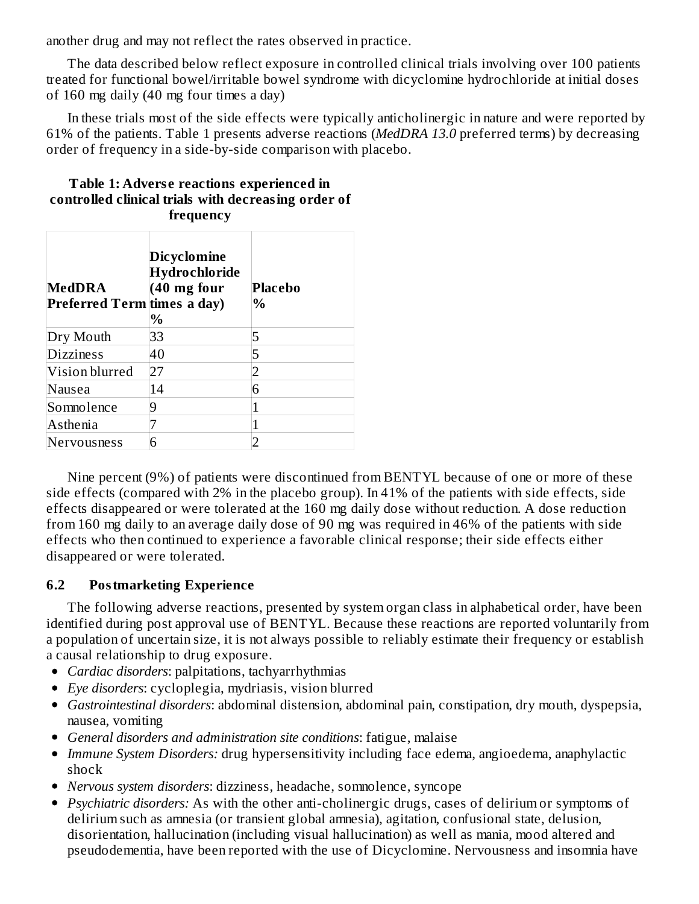another drug and may not reflect the rates observed in practice.

The data described below reflect exposure in controlled clinical trials involving over 100 patients treated for functional bowel/irritable bowel syndrome with dicyclomine hydrochloride at initial doses of 160 mg daily (40 mg four times a day)

In these trials most of the side effects were typically anticholinergic in nature and were reported by 61% of the patients. Table 1 presents adverse reactions (*MedDRA 13.0* preferred terms) by decreasing order of frequency in a side-by-side comparison with placebo.

**Table 1: Adverse reactions experienced in controlled clinical trials with decreasing order of frequency**

| MedDRA Preferred Term | Dicyclomine Hydrochloride (40 mg four times a day) % | Placebo % |
|---|---|---|
| Dry Mouth | 33 | 5 |
| Dizziness | 40 | 5 |
| Vision blurred | 27 | 2 |
| Nausea | 14 | 6 |
| Somnolence | 9 | 1 |
| Asthenia | 7 | 1 |
| Nervousness | 6 | 2 |

Nine percent (9%) of patients were discontinued from BENTYL because of one or more of these side effects (compared with 2% in the placebo group). In 41% of the patients with side effects, side effects disappeared or were tolerated at the 160 mg daily dose without reduction. A dose reduction from 160 mg daily to an average daily dose of 90 mg was required in 46% of the patients with side effects who then continued to experience a favorable clinical response; their side effects either disappeared or were tolerated.

### 6.2 Postmarketing Experience

The following adverse reactions, presented by system organ class in alphabetical order, have been identified during post approval use of BENTYL. Because these reactions are reported voluntarily from a population of uncertain size, it is not always possible to reliably estimate their frequency or establish a causal relationship to drug exposure.

- *Cardiac disorders*: palpitations, tachyarrhythmias
- *Eye disorders*: cycloplegia, mydriasis, vision blurred
- *Gastrointestinal disorders*: abdominal distension, abdominal pain, constipation, dry mouth, dyspepsia, nausea, vomiting
- *General disorders and administration site conditions*: fatigue, malaise
- *Immune System Disorders:* drug hypersensitivity including face edema, angioedema, anaphylactic shock
- *Nervous system disorders*: dizziness, headache, somnolence, syncope
- *Psychiatric disorders:* As with the other anti-cholinergic drugs, cases of delirium or symptoms of delirium such as amnesia (or transient global amnesia), agitation, confusional state, delusion, disorientation, hallucination (including visual hallucination) as well as mania, mood altered and pseudodementia, have been reported with the use of Dicyclomine. Nervousness and insomnia have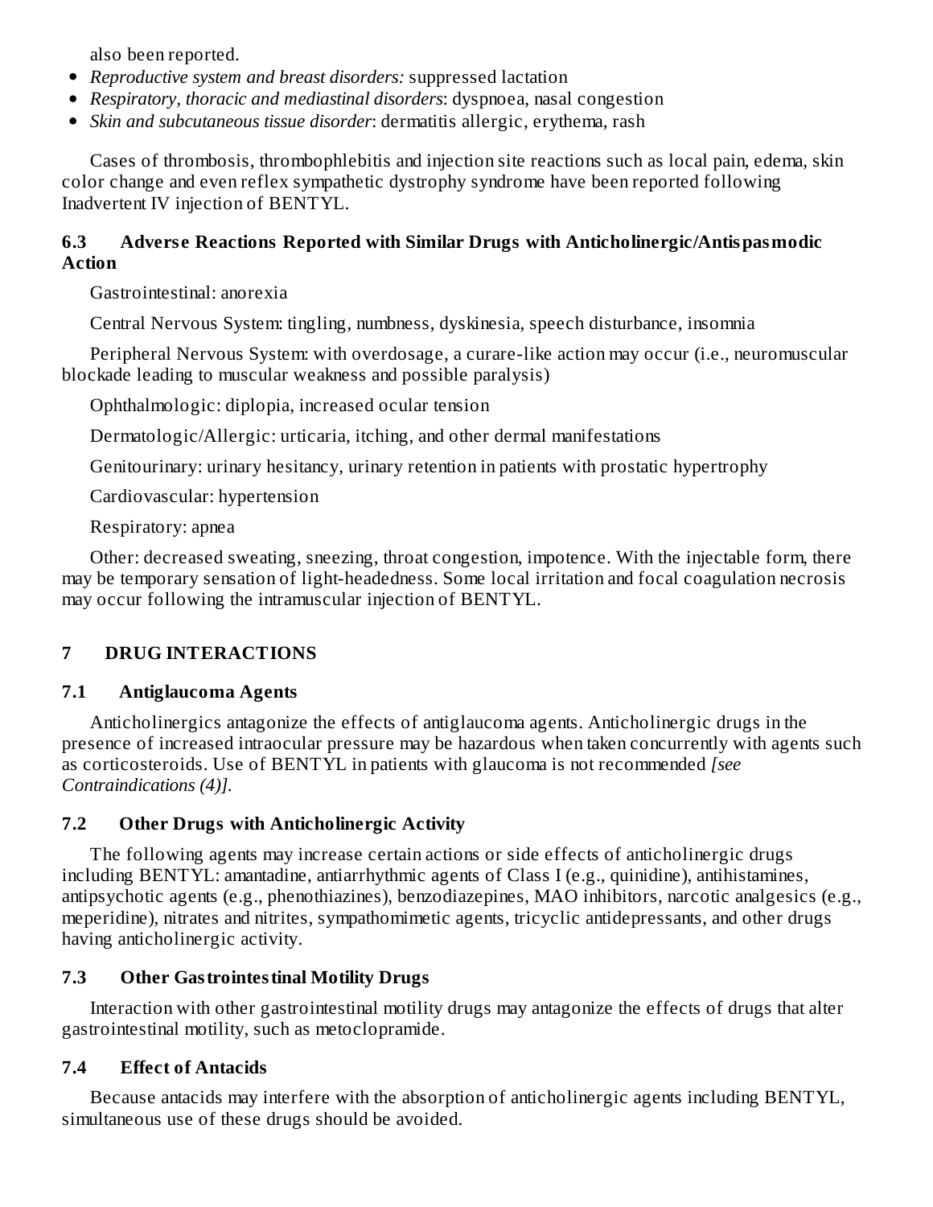also been reported.

- *Reproductive system and breast disorders:* suppressed lactation
- *Respiratory, thoracic and mediastinal disorders*: dyspnoea, nasal congestion
- *Skin and subcutaneous tissue disorder*: dermatitis allergic, erythema, rash

Cases of thrombosis, thrombophlebitis and injection site reactions such as local pain, edema, skin color change and even reflex sympathetic dystrophy syndrome have been reported following Inadvertent IV injection of BENTYL.

### 6.3 Adverse Reactions Reported with Similar Drugs with Anticholinergic/Antispasmodic Action

Gastrointestinal: anorexia

Central Nervous System: tingling, numbness, dyskinesia, speech disturbance, insomnia

Peripheral Nervous System: with overdosage, a curare-like action may occur (i.e., neuromuscular blockade leading to muscular weakness and possible paralysis)

Ophthalmologic: diplopia, increased ocular tension

Dermatologic/Allergic: urticaria, itching, and other dermal manifestations

Genitourinary: urinary hesitancy, urinary retention in patients with prostatic hypertrophy

Cardiovascular: hypertension

Respiratory: apnea

Other: decreased sweating, sneezing, throat congestion, impotence. With the injectable form, there may be temporary sensation of light-headedness. Some local irritation and focal coagulation necrosis may occur following the intramuscular injection of BENTYL.

## 7 DRUG INTERACTIONS

### 7.1 Antiglaucoma Agents

Anticholinergics antagonize the effects of antiglaucoma agents. Anticholinergic drugs in the presence of increased intraocular pressure may be hazardous when taken concurrently with agents such as corticosteroids. Use of BENTYL in patients with glaucoma is not recommended *[see Contraindications (4)].*

### 7.2 Other Drugs with Anticholinergic Activity

The following agents may increase certain actions or side effects of anticholinergic drugs including BENTYL: amantadine, antiarrhythmic agents of Class I (e.g., quinidine), antihistamines, antipsychotic agents (e.g., phenothiazines), benzodiazepines, MAO inhibitors, narcotic analgesics (e.g., meperidine), nitrates and nitrites, sympathomimetic agents, tricyclic antidepressants, and other drugs having anticholinergic activity.

### 7.3 Other Gastrointestinal Motility Drugs

Interaction with other gastrointestinal motility drugs may antagonize the effects of drugs that alter gastrointestinal motility, such as metoclopramide.

### 7.4 Effect of Antacids

Because antacids may interfere with the absorption of anticholinergic agents including BENTYL, simultaneous use of these drugs should be avoided.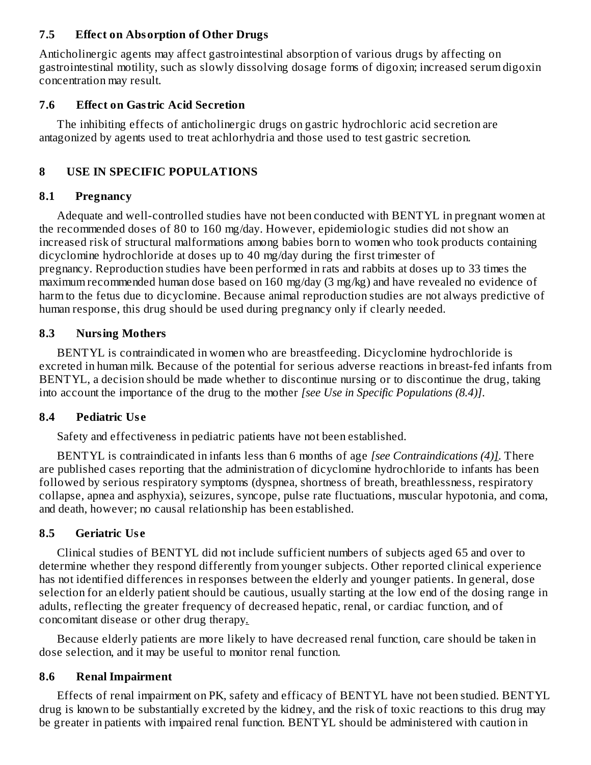### 7.5 Effect on Absorption of Other Drugs

Anticholinergic agents may affect gastrointestinal absorption of various drugs by affecting on gastrointestinal motility, such as slowly dissolving dosage forms of digoxin; increased serum digoxin concentration may result.

### 7.6 Effect on Gastric Acid Secretion

The inhibiting effects of anticholinergic drugs on gastric hydrochloric acid secretion are antagonized by agents used to treat achlorhydria and those used to test gastric secretion.

## 8 USE IN SPECIFIC POPULATIONS

### 8.1 Pregnancy

Adequate and well-controlled studies have not been conducted with BENTYL in pregnant women at the recommended doses of 80 to 160 mg/day. However, epidemiologic studies did not show an increased risk of structural malformations among babies born to women who took products containing dicyclomine hydrochloride at doses up to 40 mg/day during the first trimester of pregnancy. Reproduction studies have been performed in rats and rabbits at doses up to 33 times the maximum recommended human dose based on 160 mg/day (3 mg/kg) and have revealed no evidence of harm to the fetus due to dicyclomine. Because animal reproduction studies are not always predictive of human response, this drug should be used during pregnancy only if clearly needed.

### 8.3 Nursing Mothers

BENTYL is contraindicated in women who are breastfeeding. Dicyclomine hydrochloride is excreted in human milk. Because of the potential for serious adverse reactions in breast-fed infants from BENTYL, a decision should be made whether to discontinue nursing or to discontinue the drug, taking into account the importance of the drug to the mother *[see Use in Specific Populations (8.4)]*.

### 8.4 Pediatric Use

Safety and effectiveness in pediatric patients have not been established.

BENTYL is contraindicated in infants less than 6 months of age *[see Contraindications (4)]*. There are published cases reporting that the administration of dicyclomine hydrochloride to infants has been followed by serious respiratory symptoms (dyspnea, shortness of breath, breathlessness, respiratory collapse, apnea and asphyxia), seizures, syncope, pulse rate fluctuations, muscular hypotonia, and coma, and death, however; no causal relationship has been established.

### 8.5 Geriatric Use

Clinical studies of BENTYL did not include sufficient numbers of subjects aged 65 and over to determine whether they respond differently from younger subjects. Other reported clinical experience has not identified differences in responses between the elderly and younger patients. In general, dose selection for an elderly patient should be cautious, usually starting at the low end of the dosing range in adults, reflecting the greater frequency of decreased hepatic, renal, or cardiac function, and of concomitant disease or other drug therapy.

Because elderly patients are more likely to have decreased renal function, care should be taken in dose selection, and it may be useful to monitor renal function.

### 8.6 Renal Impairment

Effects of renal impairment on PK, safety and efficacy of BENTYL have not been studied. BENTYL drug is known to be substantially excreted by the kidney, and the risk of toxic reactions to this drug may be greater in patients with impaired renal function. BENTYL should be administered with caution in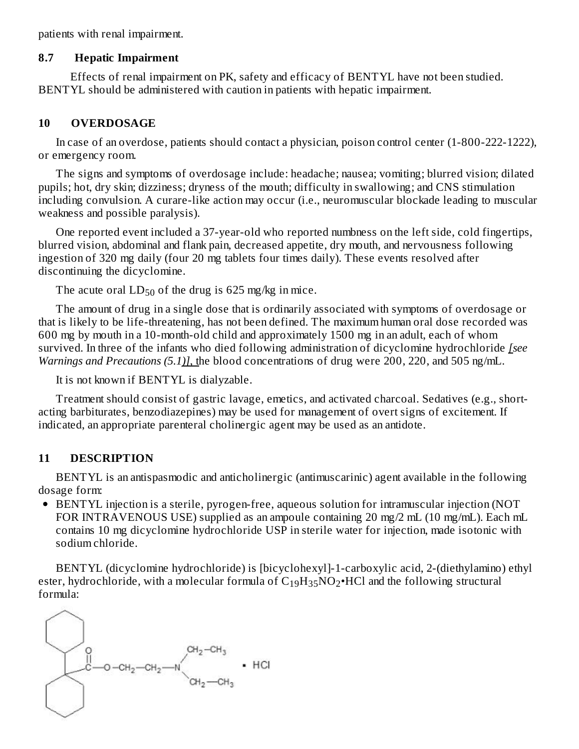patients with renal impairment.

### 8.7 Hepatic Impairment

Effects of renal impairment on PK, safety and efficacy of BENTYL have not been studied. BENTYL should be administered with caution in patients with hepatic impairment.

## 10 OVERDOSAGE

In case of an overdose, patients should contact a physician, poison control center (1-800-222-1222), or emergency room.

The signs and symptoms of overdosage include: headache; nausea; vomiting; blurred vision; dilated pupils; hot, dry skin; dizziness; dryness of the mouth; difficulty in swallowing; and CNS stimulation including convulsion. A curare-like action may occur (i.e., neuromuscular blockade leading to muscular weakness and possible paralysis).

One reported event included a 37-year-old who reported numbness on the left side, cold fingertips, blurred vision, abdominal and flank pain, decreased appetite, dry mouth, and nervousness following ingestion of 320 mg daily (four 20 mg tablets four times daily). These events resolved after discontinuing the dicyclomine.

The acute oral $LD_{50}$ of the drug is 625 mg/kg in mice.

The amount of drug in a single dose that is ordinarily associated with symptoms of overdosage or that is likely to be life-threatening, has not been defined. The maximum human oral dose recorded was 600 mg by mouth in a 10-month-old child and approximately 1500 mg in an adult, each of whom survived. In three of the infants who died following administration of dicyclomine hydrochloride *[see Warnings and Precautions (5.1)]*, the blood concentrations of drug were 200, 220, and 505 ng/mL.

It is not known if BENTYL is dialyzable.

Treatment should consist of gastric lavage, emetics, and activated charcoal. Sedatives (e.g., short-acting barbiturates, benzodiazepines) may be used for management of overt signs of excitement. If indicated, an appropriate parenteral cholinergic agent may be used as an antidote.

## 11 DESCRIPTION

BENTYL is an antispasmodic and anticholinergic (antimuscarinic) agent available in the following dosage form:

- BENTYL injection is a sterile, pyrogen-free, aqueous solution for intramuscular injection (NOT FOR INTRAVENOUS USE) supplied as an ampoule containing 20 mg/2 mL (10 mg/mL). Each mL contains 10 mg dicyclomine hydrochloride USP in sterile water for injection, made isotonic with sodium chloride.

BENTYL (dicyclomine hydrochloride) is [bicyclohexyl]-1-carboxylic acid, 2-(diethylamino) ethyl ester, hydrochloride, with a molecular formula of $C_{19}H_{35}NO_2$•HCl and the following structural formula: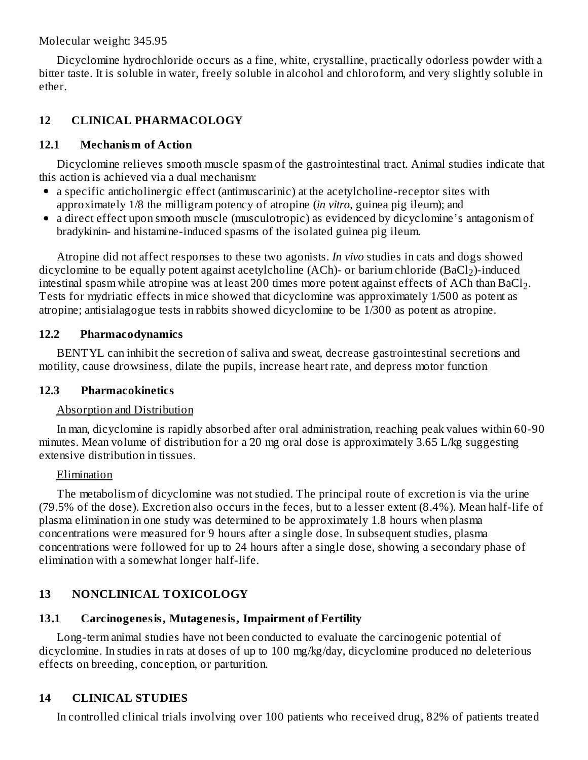Molecular weight: 345.95

Dicyclomine hydrochloride occurs as a fine, white, crystalline, practically odorless powder with a bitter taste. It is soluble in water, freely soluble in alcohol and chloroform, and very slightly soluble in ether.

## 12 CLINICAL PHARMACOLOGY

### 12.1 Mechanism of Action

Dicyclomine relieves smooth muscle spasm of the gastrointestinal tract. Animal studies indicate that this action is achieved via a dual mechanism:

- a specific anticholinergic effect (antimuscarinic) at the acetylcholine-receptor sites with approximately 1/8 the milligram potency of atropine (*in vitro*, guinea pig ileum); and
- a direct effect upon smooth muscle (musculotropic) as evidenced by dicyclomine's antagonism of bradykinin- and histamine-induced spasms of the isolated guinea pig ileum.

Atropine did not affect responses to these two agonists. *In vivo* studies in cats and dogs showed dicyclomine to be equally potent against acetylcholine (ACh)- or barium chloride ($BaCl_2$)-induced intestinal spasm while atropine was at least 200 times more potent against effects of ACh than $BaCl_2$. Tests for mydriatic effects in mice showed that dicyclomine was approximately 1/500 as potent as atropine; antisialagogue tests in rabbits showed dicyclomine to be 1/300 as potent as atropine.

### 12.2 Pharmacodynamics

BENTYL can inhibit the secretion of saliva and sweat, decrease gastrointestinal secretions and motility, cause drowsiness, dilate the pupils, increase heart rate, and depress motor function

### 12.3 Pharmacokinetics

Absorption and Distribution

In man, dicyclomine is rapidly absorbed after oral administration, reaching peak values within 60-90 minutes. Mean volume of distribution for a 20 mg oral dose is approximately 3.65 L/kg suggesting extensive distribution in tissues.

Elimination

The metabolism of dicyclomine was not studied. The principal route of excretion is via the urine (79.5% of the dose). Excretion also occurs in the feces, but to a lesser extent (8.4%). Mean half-life of plasma elimination in one study was determined to be approximately 1.8 hours when plasma concentrations were measured for 9 hours after a single dose. In subsequent studies, plasma concentrations were followed for up to 24 hours after a single dose, showing a secondary phase of elimination with a somewhat longer half-life.

## 13 NONCLINICAL TOXICOLOGY

### 13.1 Carcinogenesis, Mutagenesis, Impairment of Fertility

Long-term animal studies have not been conducted to evaluate the carcinogenic potential of dicyclomine. In studies in rats at doses of up to 100 mg/kg/day, dicyclomine produced no deleterious effects on breeding, conception, or parturition.

## 14 CLINICAL STUDIES

In controlled clinical trials involving over 100 patients who received drug, 82% of patients treated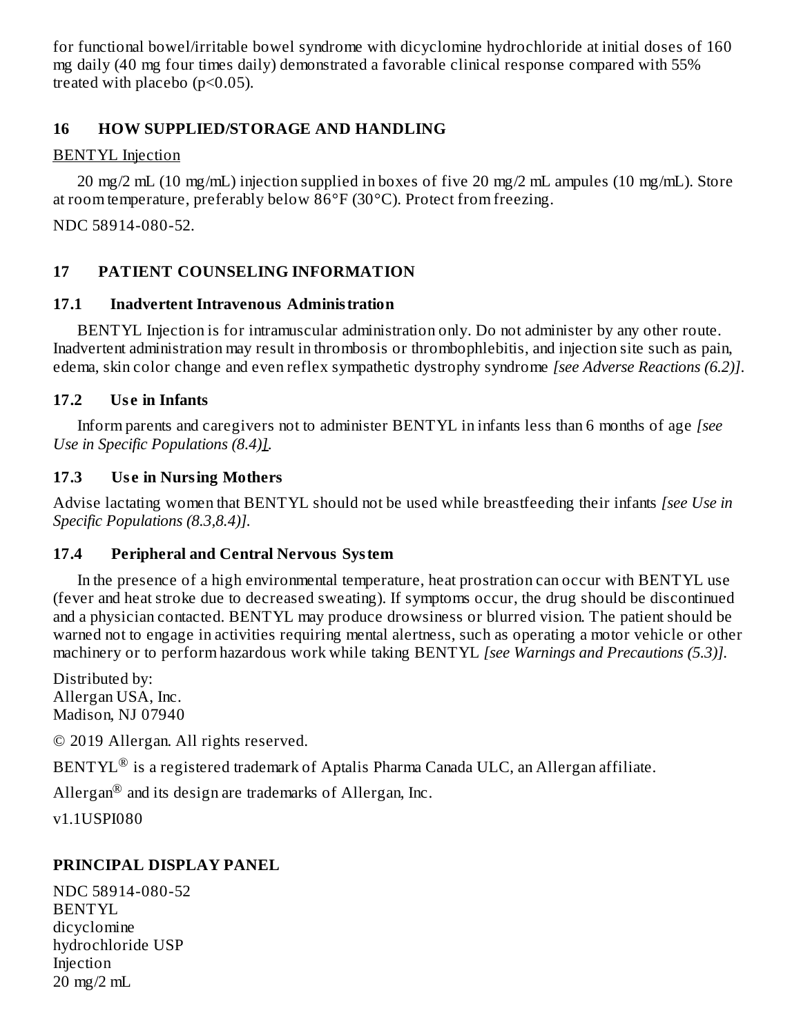for functional bowel/irritable bowel syndrome with dicyclomine hydrochloride at initial doses of 160 mg daily (40 mg four times daily) demonstrated a favorable clinical response compared with 55% treated with placebo ($p<0.05$).

## 16 HOW SUPPLIED/STORAGE AND HANDLING

BENTYL Injection

20 mg/2 mL (10 mg/mL) injection supplied in boxes of five 20 mg/2 mL ampules (10 mg/mL). Store at room temperature, preferably below 86°F (30°C). Protect from freezing.

NDC 58914-080-52.

## 17 PATIENT COUNSELING INFORMATION

### 17.1 Inadvertent Intravenous Administration

BENTYL Injection is for intramuscular administration only. Do not administer by any other route. Inadvertent administration may result in thrombosis or thrombophlebitis, and injection site such as pain, edema, skin color change and even reflex sympathetic dystrophy syndrome *[see Adverse Reactions (6.2)]*.

### 17.2 Use in Infants

Inform parents and caregivers not to administer BENTYL in infants less than 6 months of age *[see Use in Specific Populations (8.4)]*.

### 17.3 Use in Nursing Mothers

Advise lactating women that BENTYL should not be used while breastfeeding their infants *[see Use in Specific Populations (8.3,8.4)]*.

### 17.4 Peripheral and Central Nervous System

In the presence of a high environmental temperature, heat prostration can occur with BENTYL use (fever and heat stroke due to decreased sweating). If symptoms occur, the drug should be discontinued and a physician contacted. BENTYL may produce drowsiness or blurred vision. The patient should be warned not to engage in activities requiring mental alertness, such as operating a motor vehicle or other machinery or to perform hazardous work while taking BENTYL *[see Warnings and Precautions (5.3)]*.

Distributed by:
Allergan USA, Inc.
Madison, NJ 07940

© 2019 Allergan. All rights reserved.

BENTYL® is a registered trademark of Aptalis Pharma Canada ULC, an Allergan affiliate.

Allergan® and its design are trademarks of Allergan, Inc.

v1.1USPI080

## PRINCIPAL DISPLAY PANEL

NDC 58914-080-52
BENTYL
dicyclomine
hydrochloride USP
Injection
20 mg/2 mL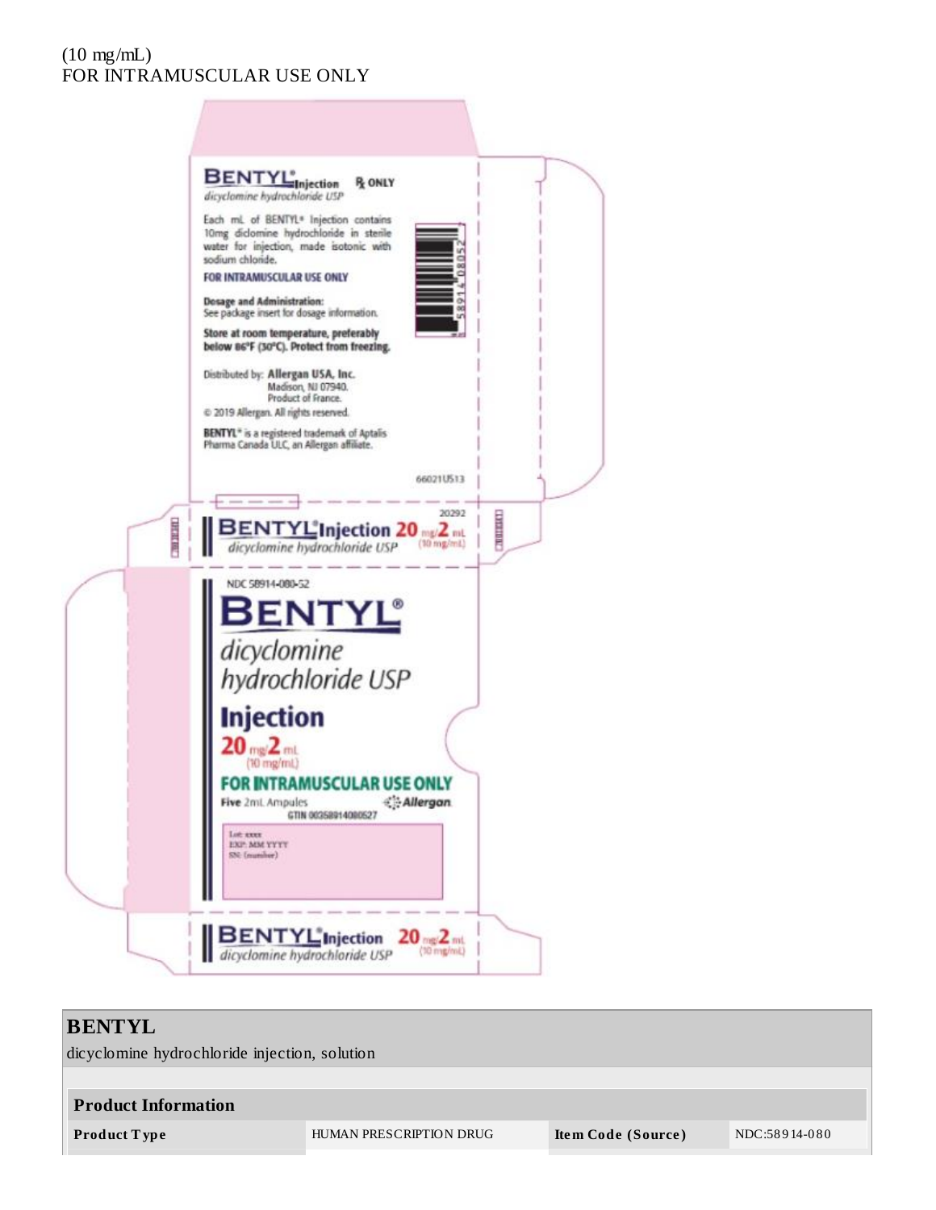(10 mg/mL)
FOR INTRAMUSCULAR USE ONLY

BENTYL® Injection ℞ ONLY
*dicyclomine hydrochloride USP*

Each mL of BENTYL® Injection contains 10mg diclomine hydrochloride in sterile water for injection, made isotonic with sodium chloride.

**FOR INTRAMUSCULAR USE ONLY**

**Dosage and Administration:**
See package insert for dosage information.

**Store at room temperature, preferably below 86°F (30°C). Protect from freezing.**

Distributed by: **Allergan USA, Inc.**
Madison, NJ 07940.
Product of France.

© 2019 Allergan. All rights reserved.

**BENTYL®** is a registered trademark of Aptalis Pharma Canada ULC, an Allergan affiliate.

58914 08052

66021US13

20292

BENTYL® Injection 20 mg/2 mL (10 mg/mL)
*dicyclomine hydrochloride USP*

NDC 58914-080-52

# BENTYL®

*dicyclomine hydrochloride USP*

**Injection**

**20 mg/2 mL**
(10 mg/mL)

**FOR INTRAMUSCULAR USE ONLY**

**Five** 2mL Ampules

Allergan

GTIN 00358914080527

Lot: xxxx
EXP: MM YYYY
SN: (number)

BENTYL® Injection 20 mg/2 mL (10 mg/mL)
*dicyclomine hydrochloride USP*

| **BENTYL** | | | |
|---|---|---|---|
| dicyclomine hydrochloride injection, solution | | | |
| **Product Information** | | | |
| **Product Type** | HUMAN PRESCRIPTION DRUG | **Item Code (Source)** | NDC:58914-080 |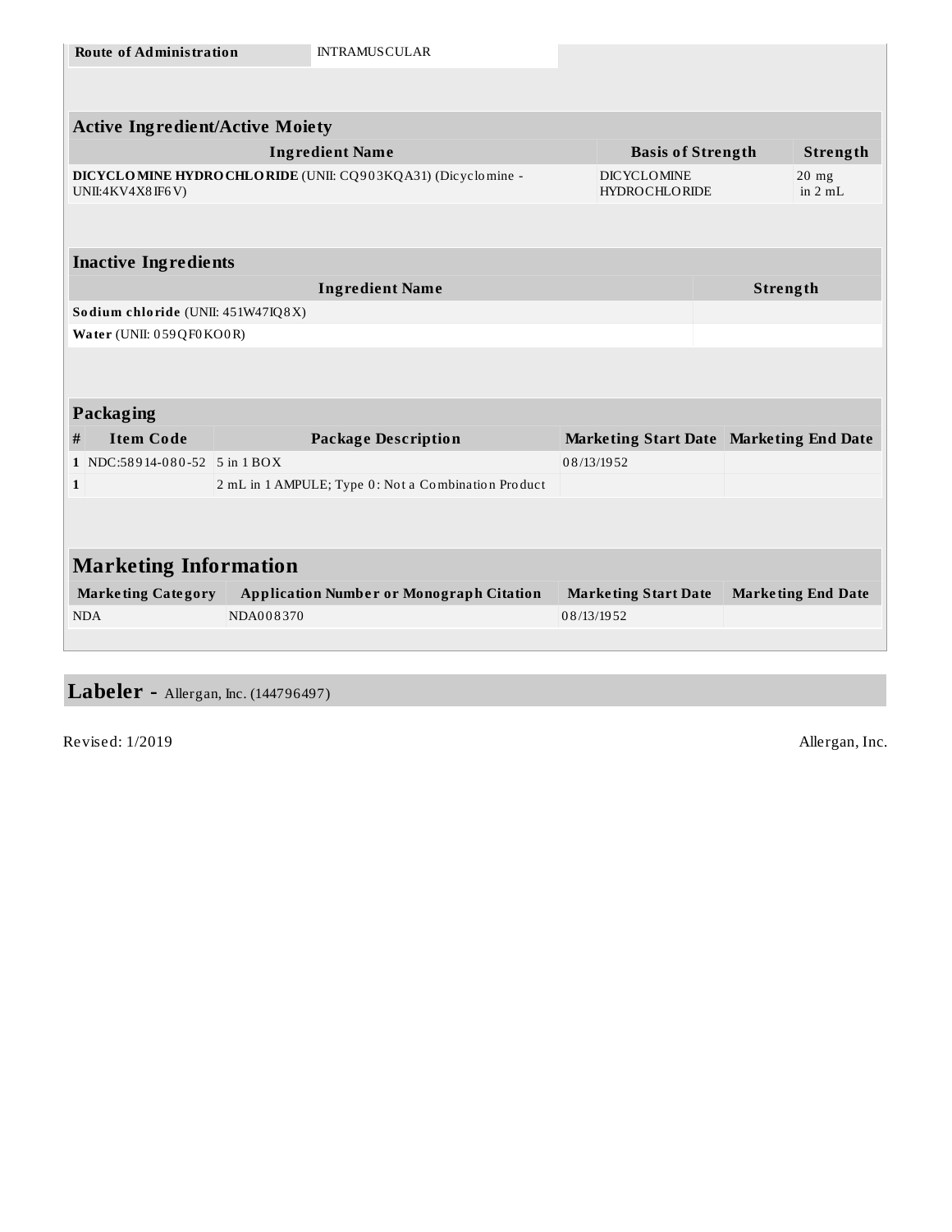| Route of Administration | INTRAMUSCULAR |
| --- | --- |

### Active Ingredient/Active Moiety

| Ingredient Name | Basis of Strength | Strength |
| --- | --- | --- |
| **DICYCLOMINE HYDROCHLORIDE** (UNII: CQ903KQA31) (Dicyclomine - UNII:4KV4X8IF6V) | DICYCLOMINE HYDROCHLORIDE | 20 mg in 2 mL |

### Inactive Ingredients

| Ingredient Name | Strength |
| --- | --- |
| **Sodium chloride** (UNII: 451W47IQ8X) | |
| **Water** (UNII: 059QF0KO0R) | |

### Packaging

| # | Item Code | Package Description | Marketing Start Date | Marketing End Date |
| --- | --- | --- | --- | --- |
| 1 | NDC:58914-080-52 | 5 in 1 BOX | 08/13/1952 | |
| 1 | | 2 mL in 1 AMPULE; Type 0: Not a Combination Product | | |

## Marketing Information

| Marketing Category | Application Number or Monograph Citation | Marketing Start Date | Marketing End Date |
| --- | --- | --- | --- |
| NDA | NDA008370 | 08/13/1952 | |

## Labeler - Allergan, Inc. (144796497)

Revised: 1/2019

Allergan, Inc.